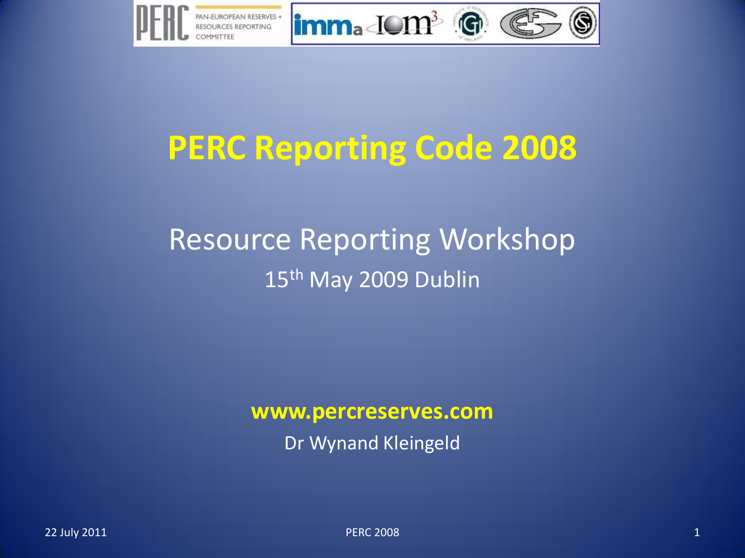# PERC Reporting Code 2008

## Resource Reporting Workshop

15th May 2009 Dublin

**www.percreserves.com**

Dr Wynand Kleingeld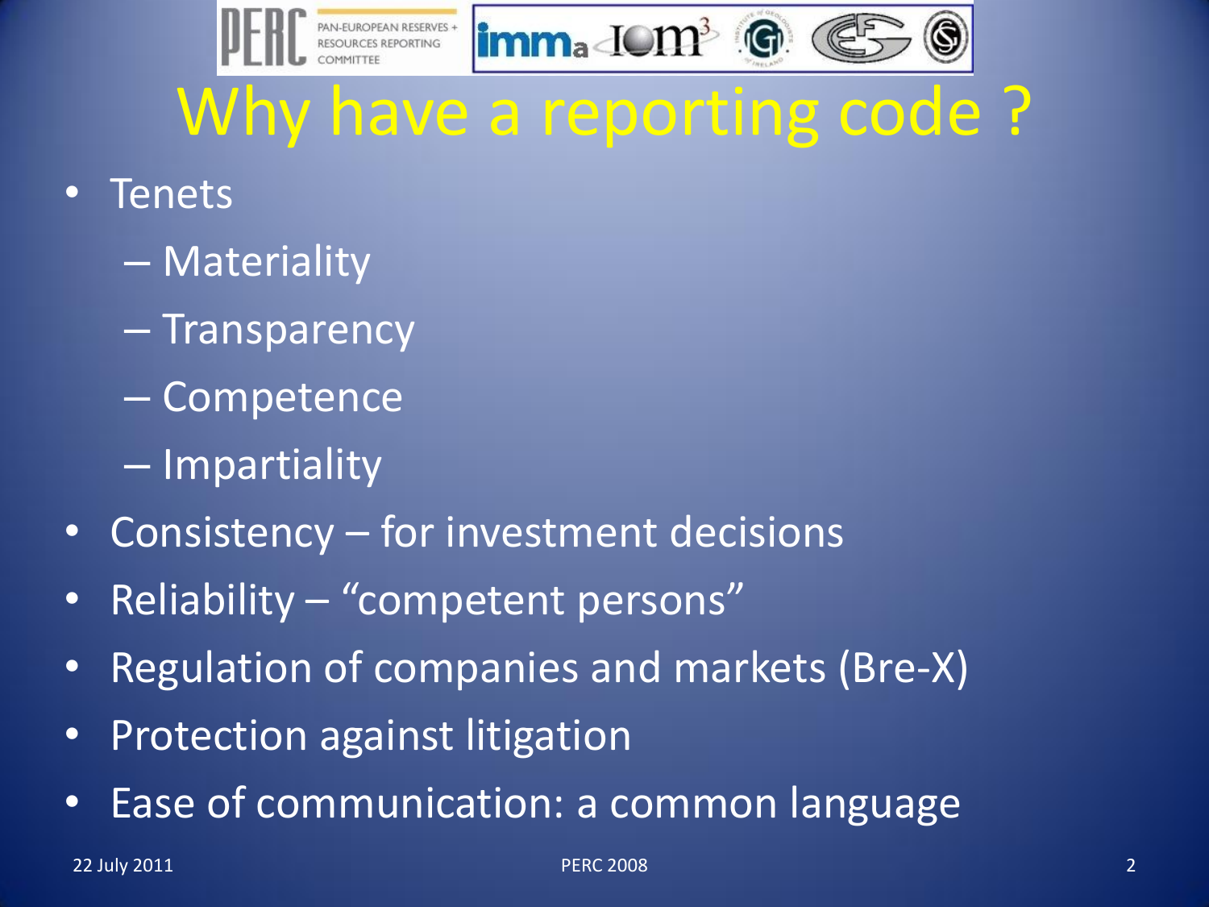# Why have a reporting code ?

- Tenets
  - Materiality
  - Transparency
  - Competence
  - Impartiality
- Consistency – for investment decisions
- Reliability – "competent persons"
- Regulation of companies and markets (Bre-X)
- Protection against litigation
- Ease of communication: a common language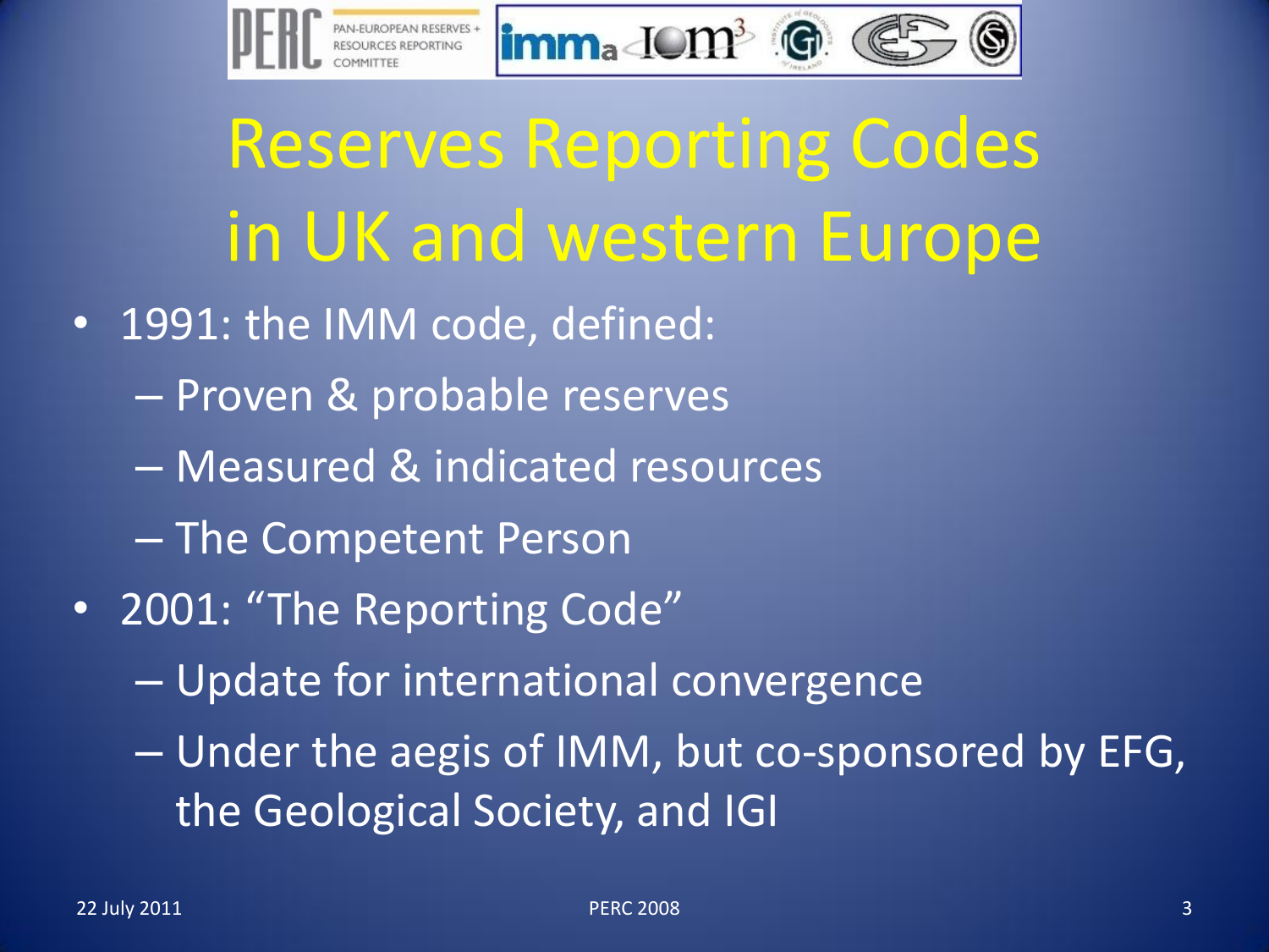# Reserves Reporting Codes in UK and western Europe

- 1991: the IMM code, defined:
  - Proven & probable reserves
  - Measured & indicated resources
  - The Competent Person
- 2001: "The Reporting Code"
  - Update for international convergence
  - Under the aegis of IMM, but co-sponsored by EFG, the Geological Society, and IGI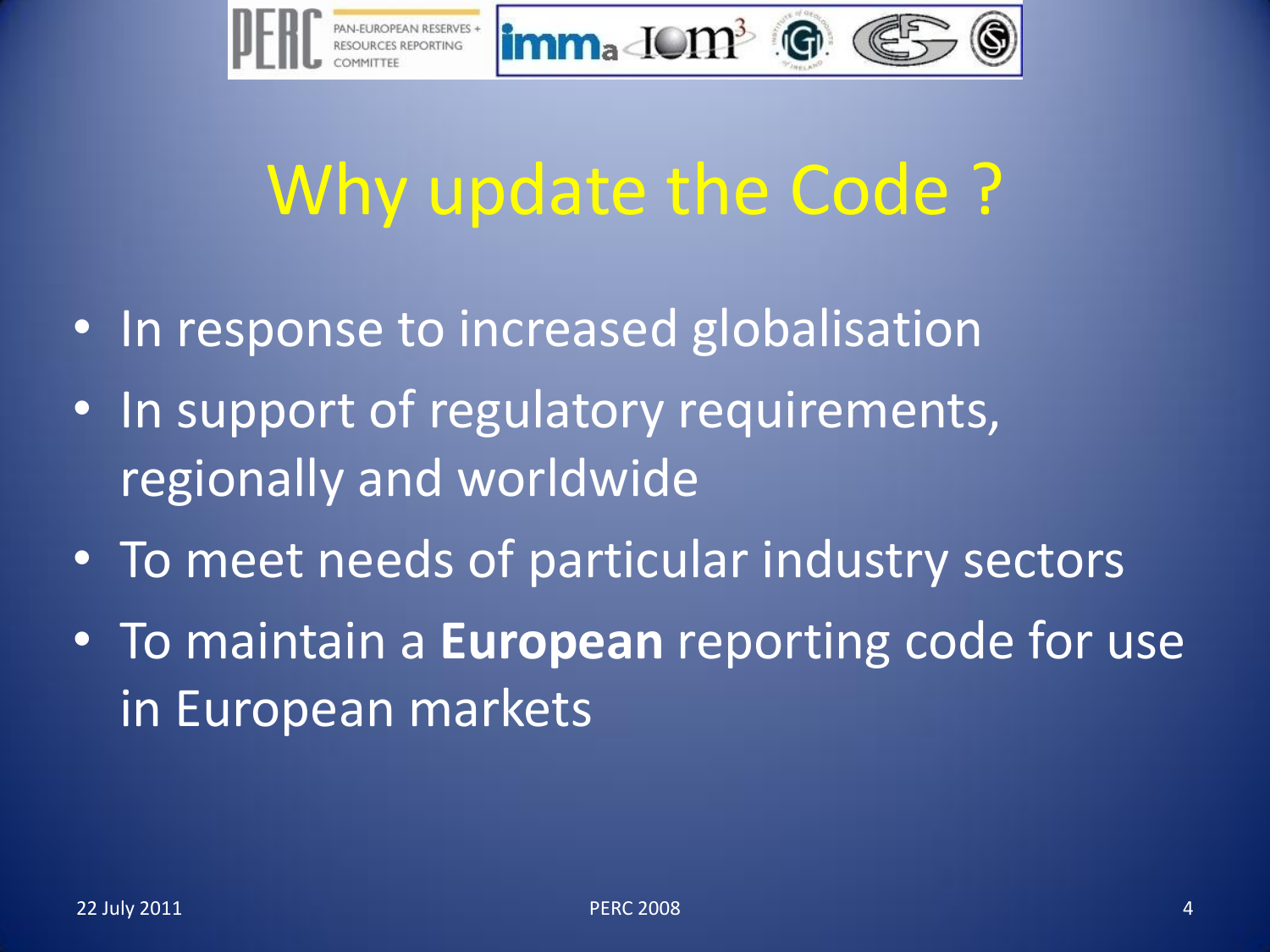# Why update the Code ?

- In response to increased globalisation
- In support of regulatory requirements, regionally and worldwide
- To meet needs of particular industry sectors
- To maintain a **European** reporting code for use in European markets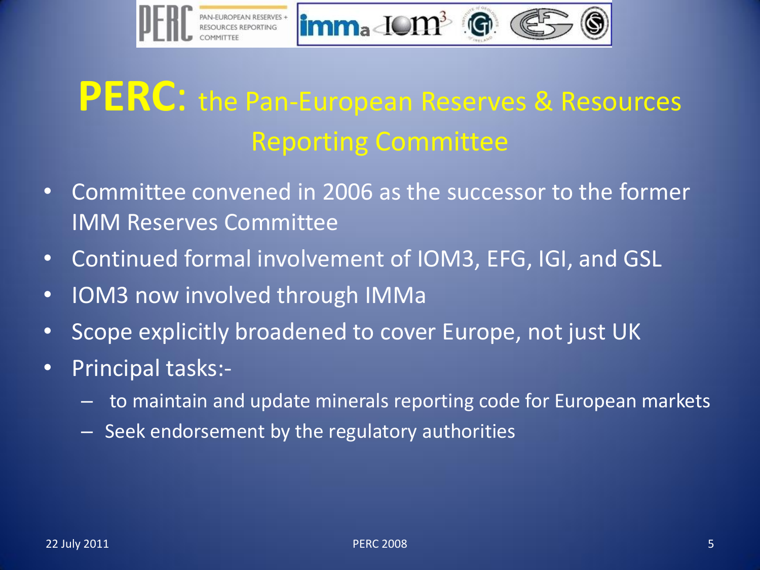# **PERC**: the Pan-European Reserves & Resources Reporting Committee

- Committee convened in 2006 as the successor to the former IMM Reserves Committee
- Continued formal involvement of IOM3, EFG, IGI, and GSL
- IOM3 now involved through IMMa
- Scope explicitly broadened to cover Europe, not just UK
- Principal tasks:-
  - to maintain and update minerals reporting code for European markets
  - Seek endorsement by the regulatory authorities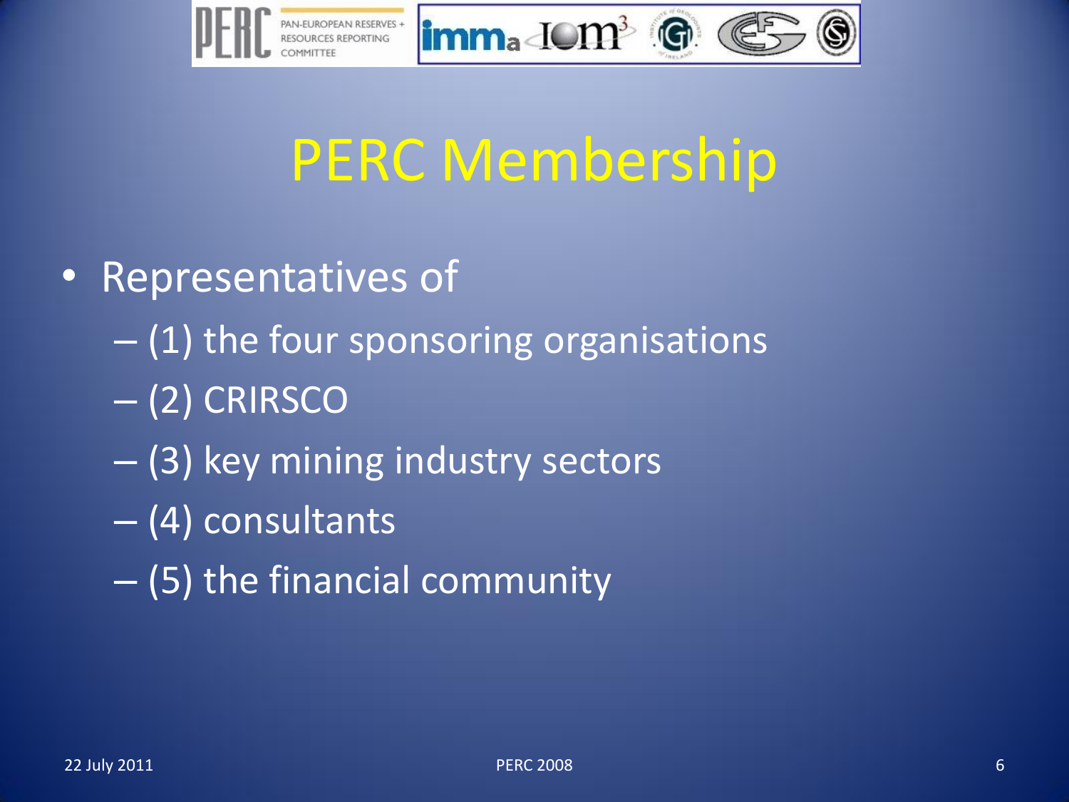# PERC Membership

- Representatives of
  - (1) the four sponsoring organisations
  - (2) CRIRSCO
  - (3) key mining industry sectors
  - (4) consultants
  - (5) the financial community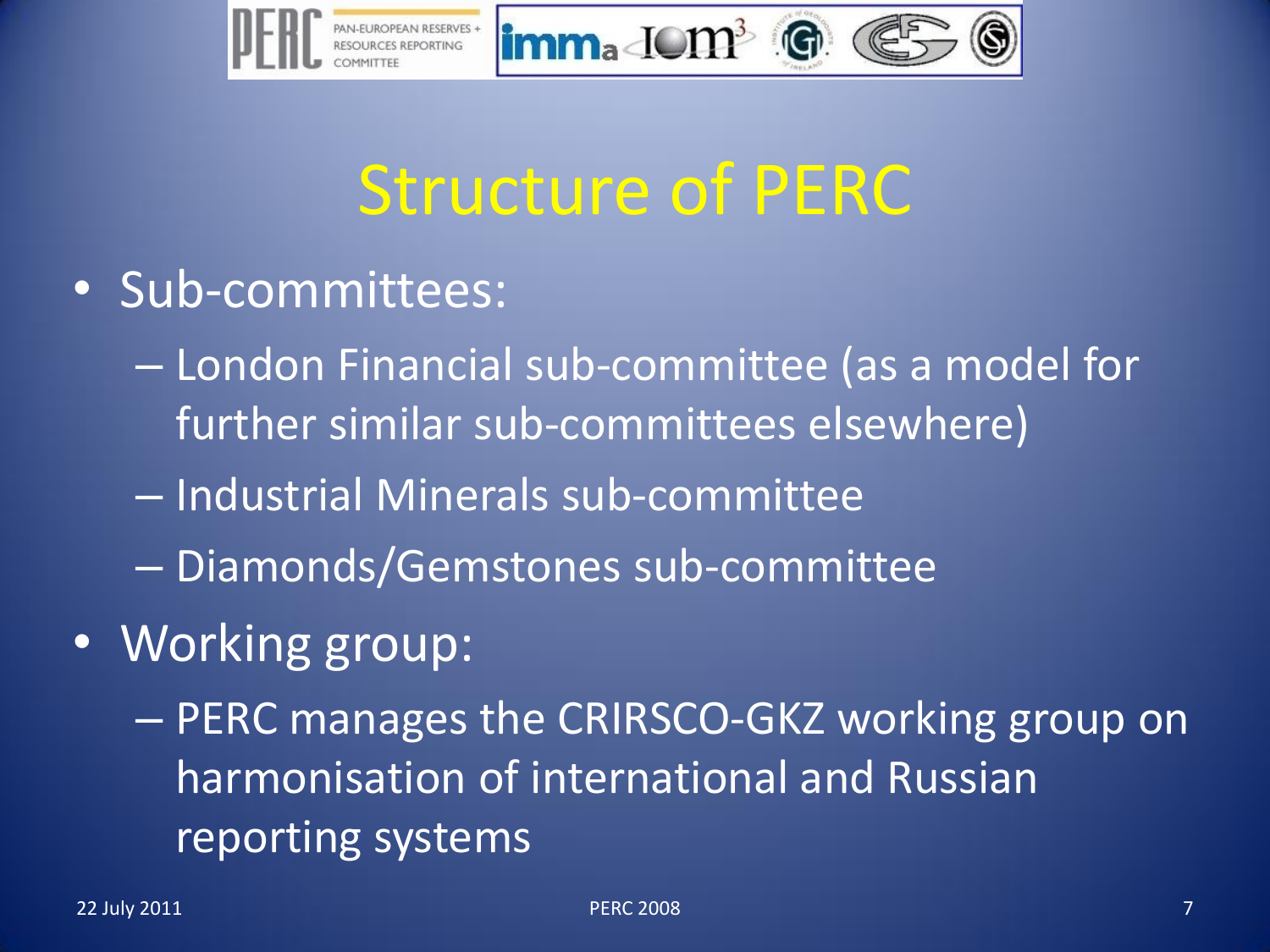# Structure of PERC

- Sub-committees:
  - London Financial sub-committee (as a model for further similar sub-committees elsewhere)
  - Industrial Minerals sub-committee
  - Diamonds/Gemstones sub-committee
- Working group:
  - PERC manages the CRIRSCO-GKZ working group on harmonisation of international and Russian reporting systems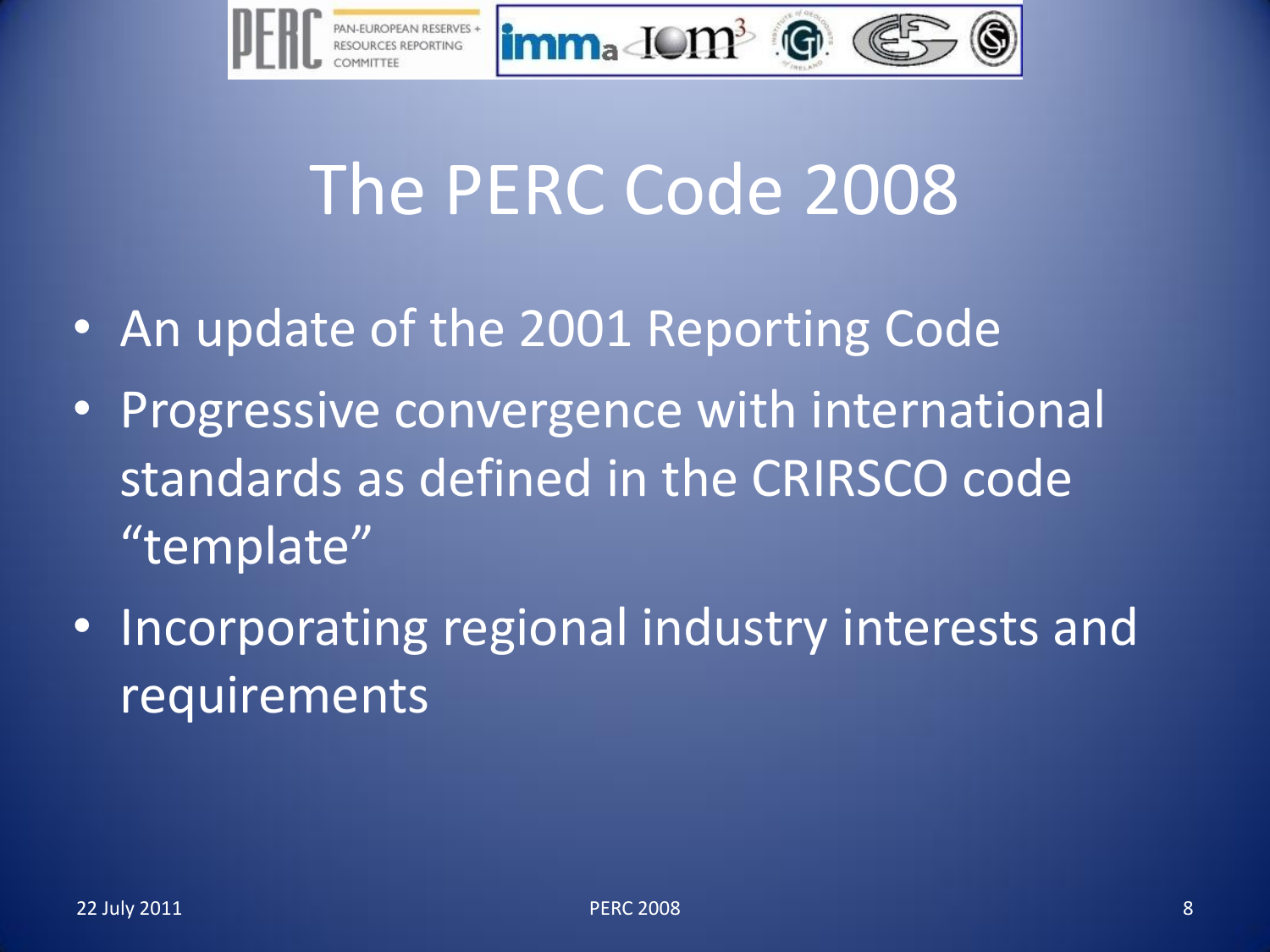# The PERC Code 2008

- An update of the 2001 Reporting Code
- Progressive convergence with international standards as defined in the CRIRSCO code "template"
- Incorporating regional industry interests and requirements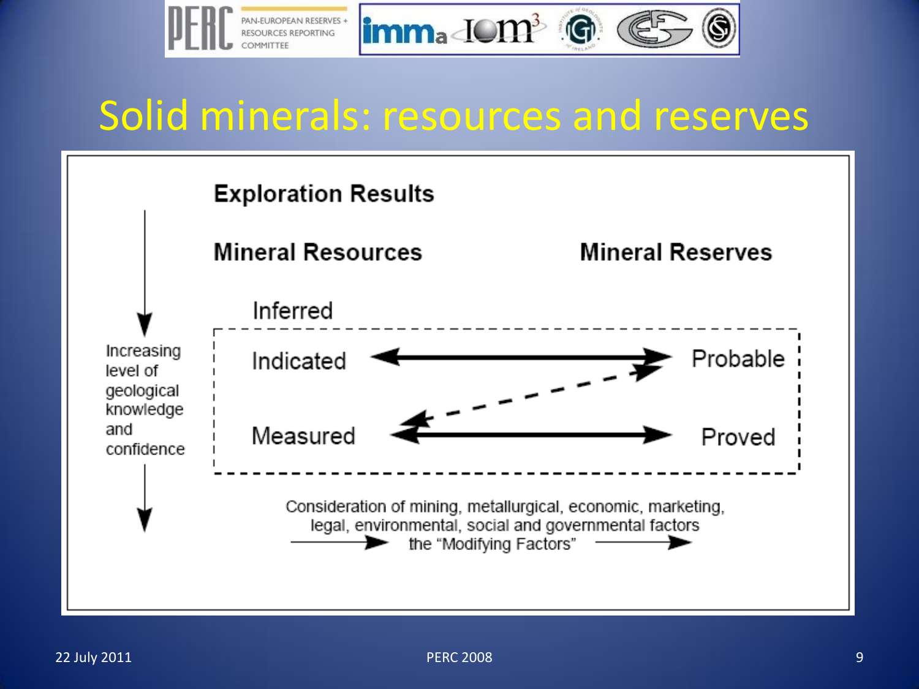# Solid minerals: resources and reserves

**Exploration Results**

**Mineral Resources** | **Mineral Reserves**

Inferred

Indicated ⟷ Probable

Measured ⟷ Proved

Increasing level of geological knowledge and confidence

Consideration of mining, metallurgical, economic, marketing, legal, environmental, social and governmental factors the "Modifying Factors"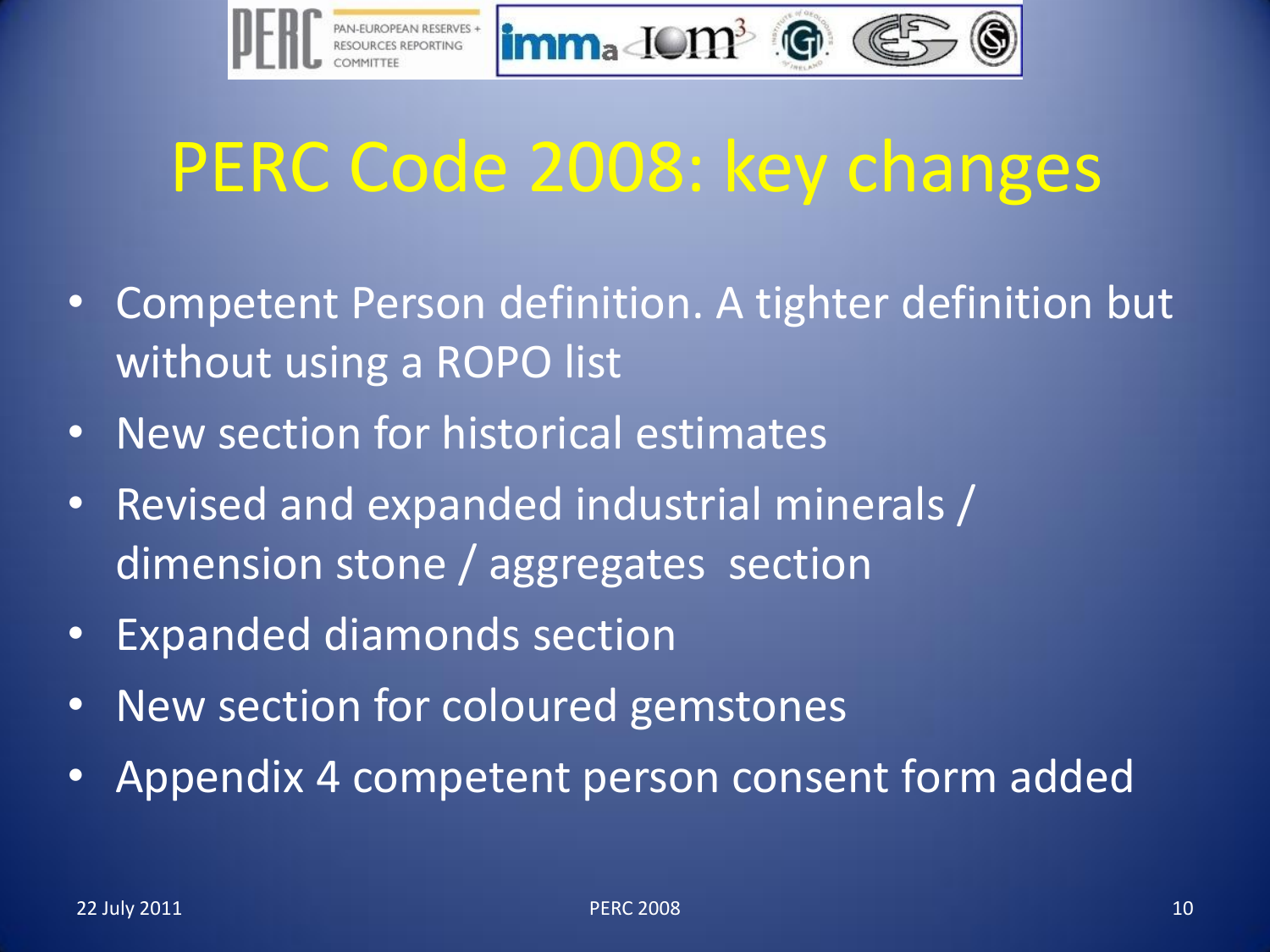# PERC Code 2008: key changes

- Competent Person definition. A tighter definition but without using a ROPO list
- New section for historical estimates
- Revised and expanded industrial minerals / dimension stone / aggregates section
- Expanded diamonds section
- New section for coloured gemstones
- Appendix 4 competent person consent form added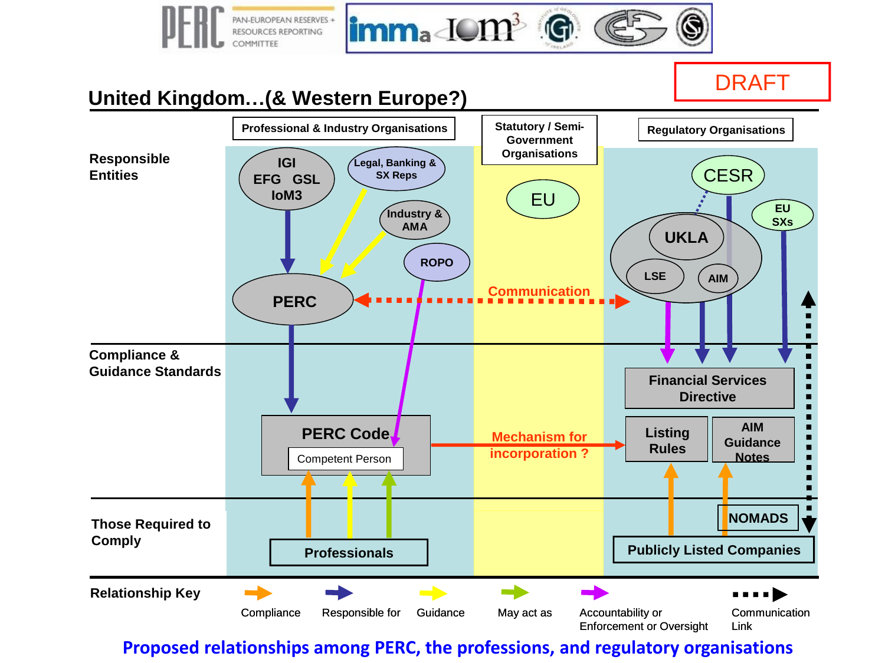PERC PAN-EUROPEAN RESERVES + RESOURCES REPORTING COMMITTEE

DRAFT

## United Kingdom…(& Western Europe?)

| | Professional & Industry Organisations | Statutory / Semi-Government Organisations | Regulatory Organisations |
|---|---|---|---|
| **Responsible Entities** | IGI, EFG, GSL, IoM3; Legal, Banking & SX Reps; Industry & AMA; ROPO; PERC | EU | CESR; UKLA (LSE, AIM); EU SXs |
| **Compliance & Guidance Standards** | PERC Code (Competent Person) | Mechanism for incorporation ? | Financial Services Directive; Listing Rules; AIM Guidance Notes |
| **Those Required to Comply** | Professionals | | NOMADS; Publicly Listed Companies |

Communication

**Relationship Key**

- Compliance
- Responsible for
- Guidance
- May act as
- Accountability or Enforcement or Oversight
- Communication Link

**Proposed relationships among PERC, the professions, and regulatory organisations**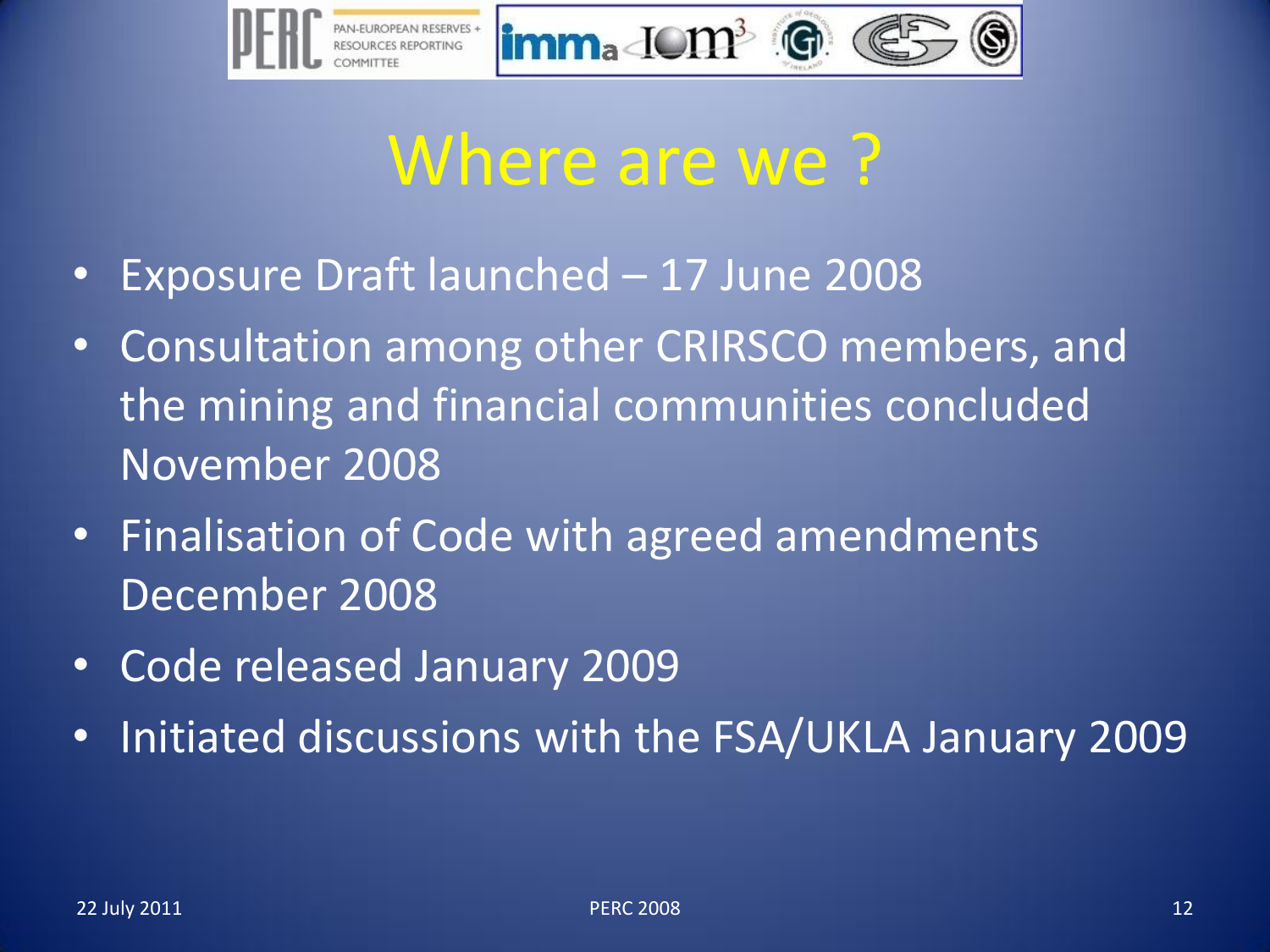# Where are we ?

- Exposure Draft launched – 17 June 2008
- Consultation among other CRIRSCO members, and the mining and financial communities concluded November 2008
- Finalisation of Code with agreed amendments December 2008
- Code released January 2009
- Initiated discussions with the FSA/UKLA January 2009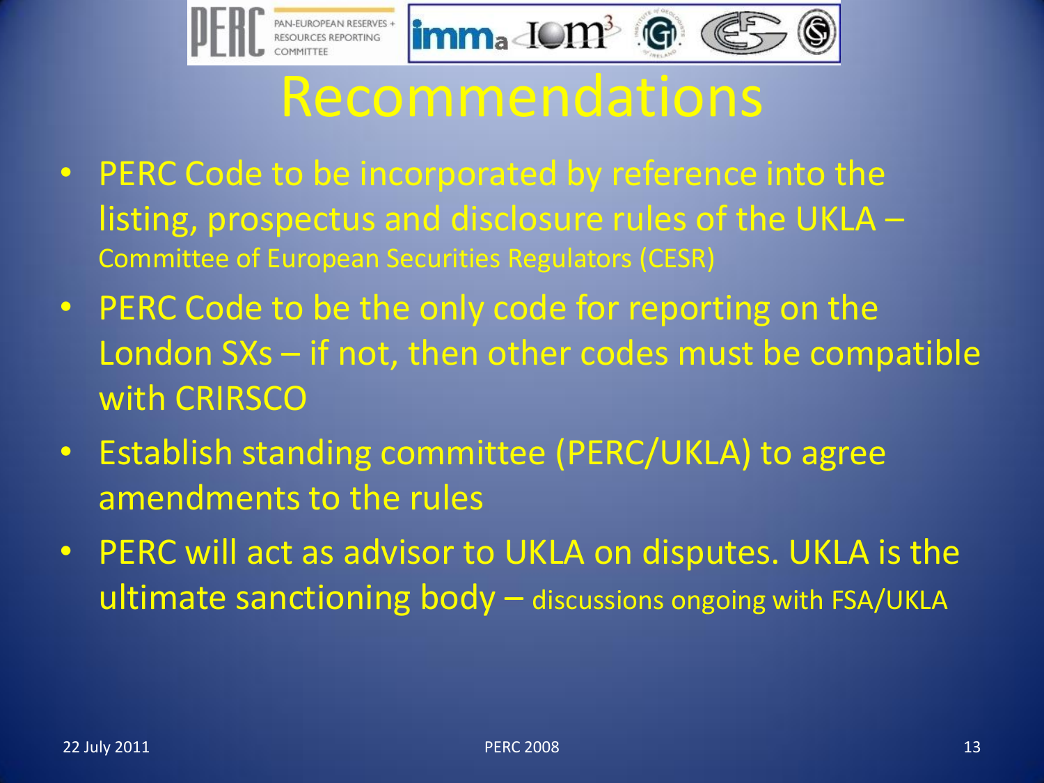# Recommendations

- PERC Code to be incorporated by reference into the listing, prospectus and disclosure rules of the UKLA – Committee of European Securities Regulators (CESR)
- PERC Code to be the only code for reporting on the London SXs – if not, then other codes must be compatible with CRIRSCO
- Establish standing committee (PERC/UKLA) to agree amendments to the rules
- PERC will act as advisor to UKLA on disputes. UKLA is the ultimate sanctioning body – discussions ongoing with FSA/UKLA